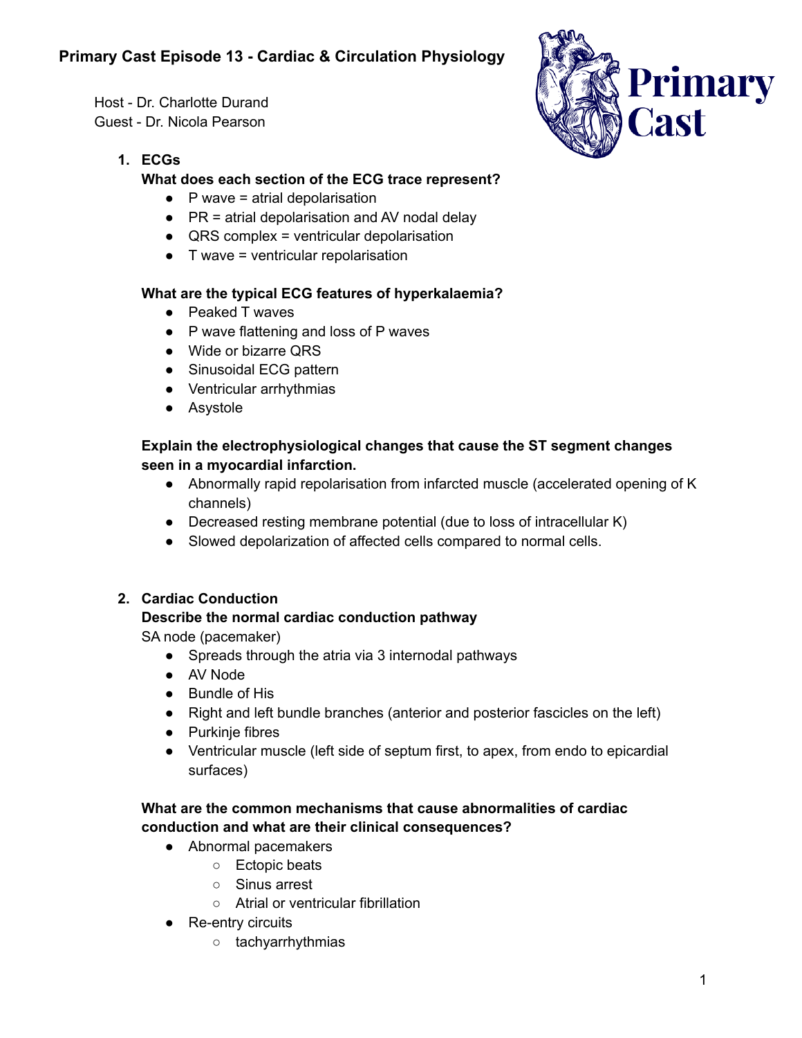# Primary Cast Episode 13 - Cardiac & Circulation Physiology

Host - Dr. Charlotte Durand
Guest - Dr. Nicola Pearson

1. **ECGs**

   **What does each section of the ECG trace represent?**
   - P wave = atrial depolarisation
   - PR = atrial depolarisation and AV nodal delay
   - QRS complex = ventricular depolarisation
   - T wave = ventricular repolarisation

   **What are the typical ECG features of hyperkalaemia?**
   - Peaked T waves
   - P wave flattening and loss of P waves
   - Wide or bizarre QRS
   - Sinusoidal ECG pattern
   - Ventricular arrhythmias
   - Asystole

   **Explain the electrophysiological changes that cause the ST segment changes seen in a myocardial infarction.**
   - Abnormally rapid repolarisation from infarcted muscle (accelerated opening of K channels)
   - Decreased resting membrane potential (due to loss of intracellular K)
   - Slowed depolarization of affected cells compared to normal cells.

2. **Cardiac Conduction**

   **Describe the normal cardiac conduction pathway**

   SA node (pacemaker)
   - Spreads through the atria via 3 internodal pathways
   - AV Node
   - Bundle of His
   - Right and left bundle branches (anterior and posterior fascicles on the left)
   - Purkinje fibres
   - Ventricular muscle (left side of septum first, to apex, from endo to epicardial surfaces)

   **What are the common mechanisms that cause abnormalities of cardiac conduction and what are their clinical consequences?**
   - Abnormal pacemakers
     - Ectopic beats
     - Sinus arrest
     - Atrial or ventricular fibrillation
   - Re-entry circuits
     - tachyarrhythmias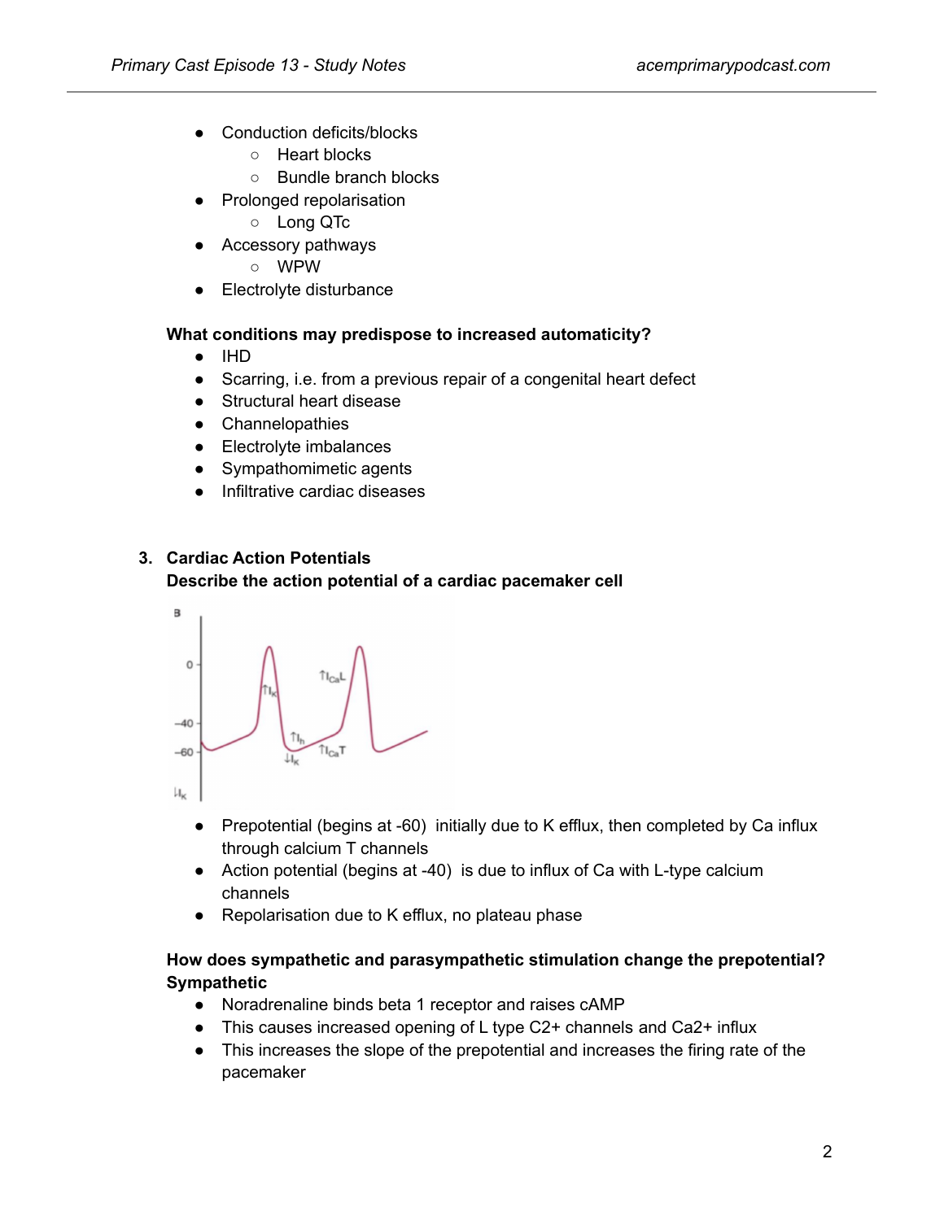- Conduction deficits/blocks
  - Heart blocks
  - Bundle branch blocks
- Prolonged repolarisation
  - Long QTc
- Accessory pathways
  - WPW
- Electrolyte disturbance

**What conditions may predispose to increased automaticity?**

- IHD
- Scarring, i.e. from a previous repair of a congenital heart defect
- Structural heart disease
- Channelopathies
- Electrolyte imbalances
- Sympathomimetic agents
- Infiltrative cardiac diseases

## 3. Cardiac Action Potentials

**Describe the action potential of a cardiac pacemaker cell**

- Prepotential (begins at -60) initially due to K efflux, then completed by Ca influx through calcium T channels
- Action potential (begins at -40) is due to influx of Ca with L-type calcium channels
- Repolarisation due to K efflux, no plateau phase

**How does sympathetic and parasympathetic stimulation change the prepotential?**

**Sympathetic**

- Noradrenaline binds beta 1 receptor and raises cAMP
- This causes increased opening of L type C2+ channels and Ca2+ influx
- This increases the slope of the prepotential and increases the firing rate of the pacemaker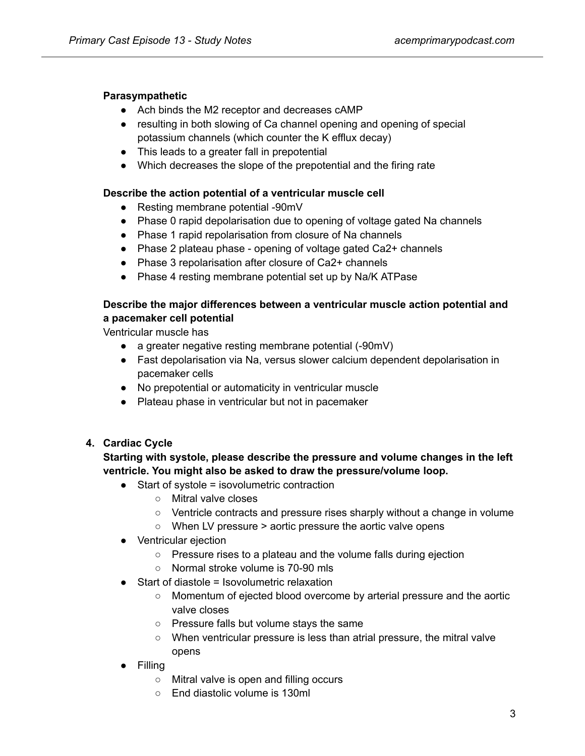**Parasympathetic**

- Ach binds the M2 receptor and decreases cAMP
- resulting in both slowing of Ca channel opening and opening of special potassium channels (which counter the K efflux decay)
- This leads to a greater fall in prepotential
- Which decreases the slope of the prepotential and the firing rate

**Describe the action potential of a ventricular muscle cell**

- Resting membrane potential -90mV
- Phase 0 rapid depolarisation due to opening of voltage gated Na channels
- Phase 1 rapid repolarisation from closure of Na channels
- Phase 2 plateau phase - opening of voltage gated $Ca^{2+}$ channels
- Phase 3 repolarisation after closure of $Ca^{2+}$ channels
- Phase 4 resting membrane potential set up by Na/K ATPase

**Describe the major differences between a ventricular muscle action potential and a pacemaker cell potential**

Ventricular muscle has

- a greater negative resting membrane potential (-90mV)
- Fast depolarisation via Na, versus slower calcium dependent depolarisation in pacemaker cells
- No prepotential or automaticity in ventricular muscle
- Plateau phase in ventricular but not in pacemaker

4. **Cardiac Cycle**

**Starting with systole, please describe the pressure and volume changes in the left ventricle. You might also be asked to draw the pressure/volume loop.**

- Start of systole = isovolumetric contraction
  - Mitral valve closes
  - Ventricle contracts and pressure rises sharply without a change in volume
  - When LV pressure > aortic pressure the aortic valve opens
- Ventricular ejection
  - Pressure rises to a plateau and the volume falls during ejection
  - Normal stroke volume is 70-90 mls
- Start of diastole = Isovolumetric relaxation
  - Momentum of ejected blood overcome by arterial pressure and the aortic valve closes
  - Pressure falls but volume stays the same
  - When ventricular pressure is less than atrial pressure, the mitral valve opens
- Filling
  - Mitral valve is open and filling occurs
  - End diastolic volume is 130ml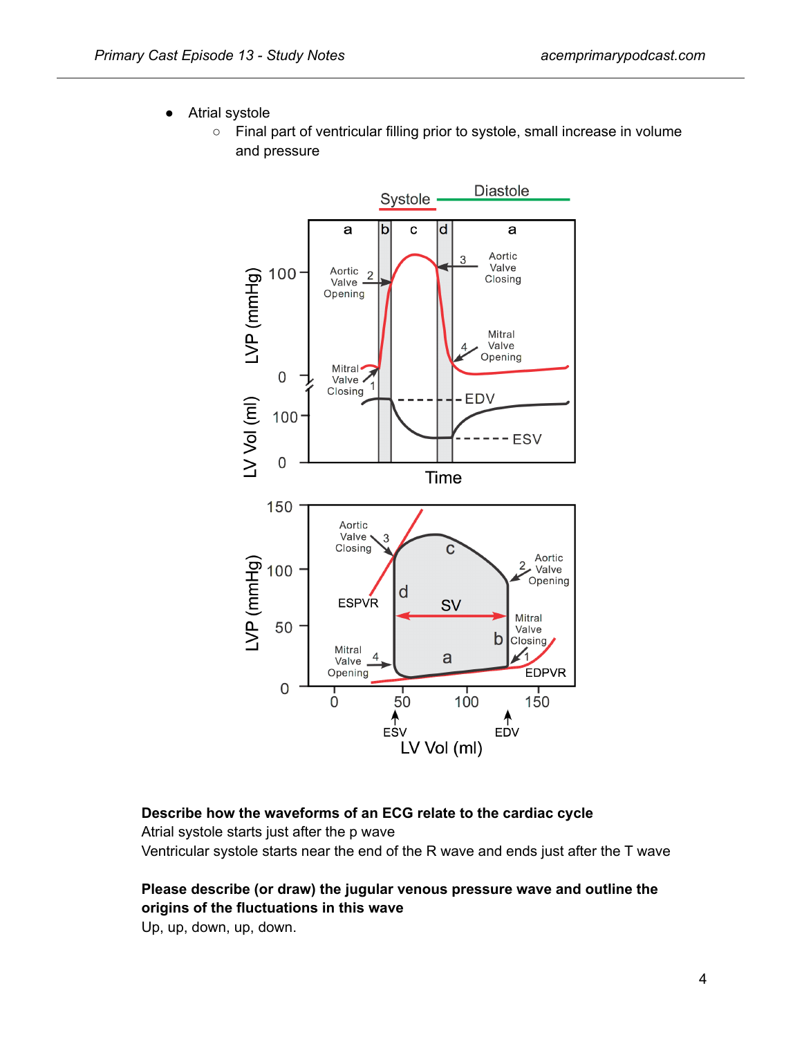- Atrial systole
  - Final part of ventricular filling prior to systole, small increase in volume and pressure

**Describe how the waveforms of an ECG relate to the cardiac cycle**
Atrial systole starts just after the p wave
Ventricular systole starts near the end of the R wave and ends just after the T wave

**Please describe (or draw) the jugular venous pressure wave and outline the origins of the fluctuations in this wave**
Up, up, down, up, down.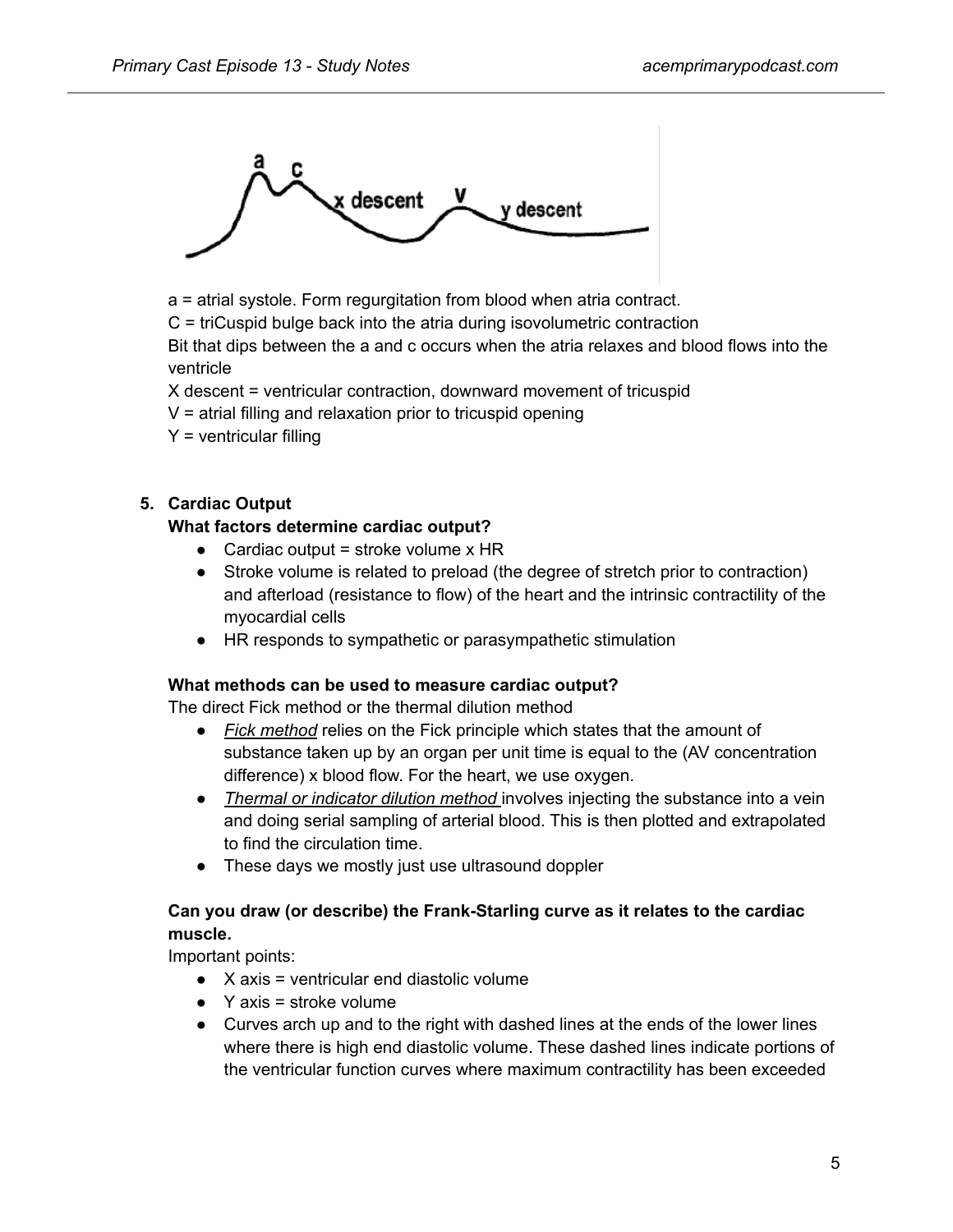a = atrial systole. Form regurgitation from blood when atria contract.
C = triCuspid bulge back into the atria during isovolumetric contraction
Bit that dips between the a and c occurs when the atria relaxes and blood flows into the ventricle
X descent = ventricular contraction, downward movement of tricuspid
V = atrial filling and relaxation prior to tricuspid opening
Y = ventricular filling

5. **Cardiac Output**

**What factors determine cardiac output?**

- Cardiac output = stroke volume x HR
- Stroke volume is related to preload (the degree of stretch prior to contraction) and afterload (resistance to flow) of the heart and the intrinsic contractility of the myocardial cells
- HR responds to sympathetic or parasympathetic stimulation

**What methods can be used to measure cardiac output?**

The direct Fick method or the thermal dilution method

- *Fick method* relies on the Fick principle which states that the amount of substance taken up by an organ per unit time is equal to the (AV concentration difference) x blood flow. For the heart, we use oxygen.
- *Thermal or indicator dilution method* involves injecting the substance into a vein and doing serial sampling of arterial blood. This is then plotted and extrapolated to find the circulation time.
- These days we mostly just use ultrasound doppler

**Can you draw (or describe) the Frank-Starling curve as it relates to the cardiac muscle.**

Important points:

- X axis = ventricular end diastolic volume
- Y axis = stroke volume
- Curves arch up and to the right with dashed lines at the ends of the lower lines where there is high end diastolic volume. These dashed lines indicate portions of the ventricular function curves where maximum contractility has been exceeded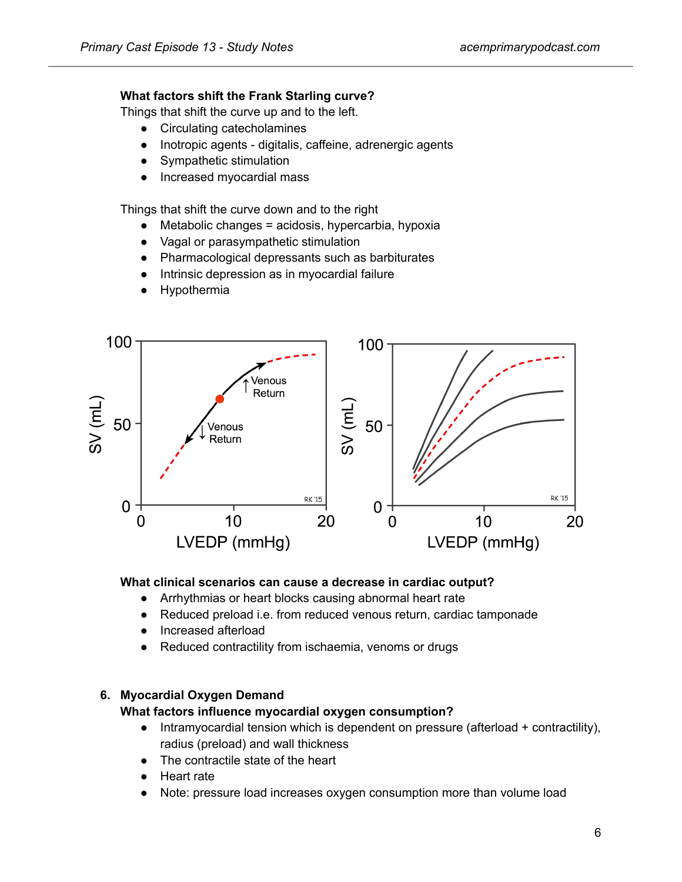**What factors shift the Frank Starling curve?**

Things that shift the curve up and to the left.

- Circulating catecholamines
- Inotropic agents - digitalis, caffeine, adrenergic agents
- Sympathetic stimulation
- Increased myocardial mass

Things that shift the curve down and to the right

- Metabolic changes = acidosis, hypercarbia, hypoxia
- Vagal or parasympathetic stimulation
- Pharmacological depressants such as barbiturates
- Intrinsic depression as in myocardial failure
- Hypothermia

**What clinical scenarios can cause a decrease in cardiac output?**

- Arrhythmias or heart blocks causing abnormal heart rate
- Reduced preload i.e. from reduced venous return, cardiac tamponade
- Increased afterload
- Reduced contractility from ischaemia, venoms or drugs

## 6. Myocardial Oxygen Demand

**What factors influence myocardial oxygen consumption?**

- Intramyocardial tension which is dependent on pressure (afterload + contractility), radius (preload) and wall thickness
- The contractile state of the heart
- Heart rate
- Note: pressure load increases oxygen consumption more than volume load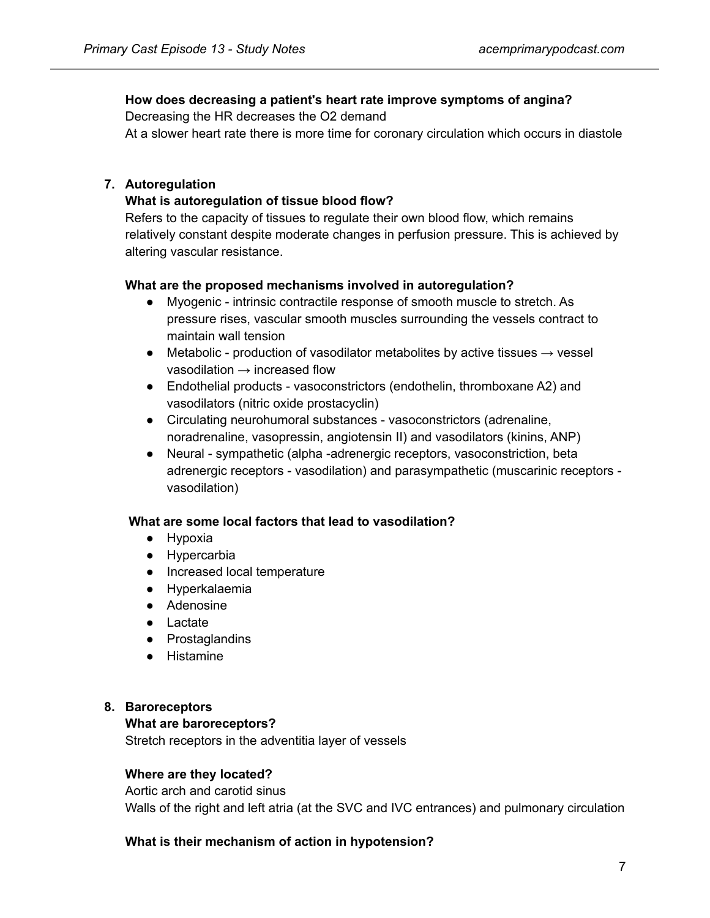**How does decreasing a patient's heart rate improve symptoms of angina?**
Decreasing the HR decreases the $O_2$ demand
At a slower heart rate there is more time for coronary circulation which occurs in diastole

7. **Autoregulation**

**What is autoregulation of tissue blood flow?**
Refers to the capacity of tissues to regulate their own blood flow, which remains relatively constant despite moderate changes in perfusion pressure. This is achieved by altering vascular resistance.

**What are the proposed mechanisms involved in autoregulation?**

- Myogenic - intrinsic contractile response of smooth muscle to stretch. As pressure rises, vascular smooth muscles surrounding the vessels contract to maintain wall tension
- Metabolic - production of vasodilator metabolites by active tissues → vessel vasodilation → increased flow
- Endothelial products - vasoconstrictors (endothelin, thromboxane A2) and vasodilators (nitric oxide prostacyclin)
- Circulating neurohumoral substances - vasoconstrictors (adrenaline, noradrenaline, vasopressin, angiotensin II) and vasodilators (kinins, ANP)
- Neural - sympathetic (alpha -adrenergic receptors, vasoconstriction, beta adrenergic receptors - vasodilation) and parasympathetic (muscarinic receptors - vasodilation)

**What are some local factors that lead to vasodilation?**

- Hypoxia
- Hypercarbia
- Increased local temperature
- Hyperkalaemia
- Adenosine
- Lactate
- Prostaglandins
- Histamine

8. **Baroreceptors**

**What are baroreceptors?**
Stretch receptors in the adventitia layer of vessels

**Where are they located?**
Aortic arch and carotid sinus
Walls of the right and left atria (at the SVC and IVC entrances) and pulmonary circulation

**What is their mechanism of action in hypotension?**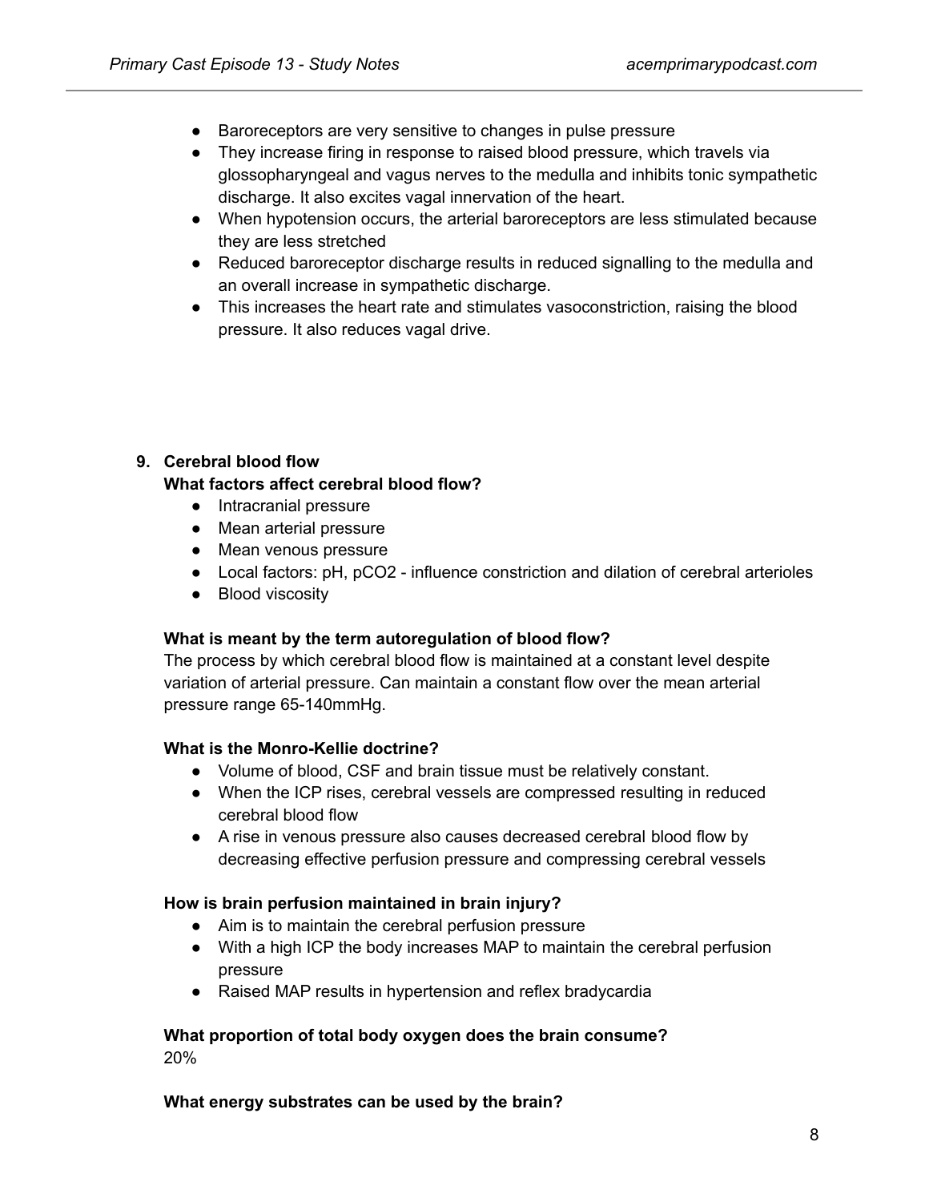- Baroreceptors are very sensitive to changes in pulse pressure
- They increase firing in response to raised blood pressure, which travels via glossopharyngeal and vagus nerves to the medulla and inhibits tonic sympathetic discharge. It also excites vagal innervation of the heart.
- When hypotension occurs, the arterial baroreceptors are less stimulated because they are less stretched
- Reduced baroreceptor discharge results in reduced signalling to the medulla and an overall increase in sympathetic discharge.
- This increases the heart rate and stimulates vasoconstriction, raising the blood pressure. It also reduces vagal drive.

9. **Cerebral blood flow**

**What factors affect cerebral blood flow?**

- Intracranial pressure
- Mean arterial pressure
- Mean venous pressure
- Local factors: pH, $pCO_2$ - influence constriction and dilation of cerebral arterioles
- Blood viscosity

**What is meant by the term autoregulation of blood flow?**

The process by which cerebral blood flow is maintained at a constant level despite variation of arterial pressure. Can maintain a constant flow over the mean arterial pressure range 65-140mmHg.

**What is the Monro-Kellie doctrine?**

- Volume of blood, CSF and brain tissue must be relatively constant.
- When the ICP rises, cerebral vessels are compressed resulting in reduced cerebral blood flow
- A rise in venous pressure also causes decreased cerebral blood flow by decreasing effective perfusion pressure and compressing cerebral vessels

**How is brain perfusion maintained in brain injury?**

- Aim is to maintain the cerebral perfusion pressure
- With a high ICP the body increases MAP to maintain the cerebral perfusion pressure
- Raised MAP results in hypertension and reflex bradycardia

**What proportion of total body oxygen does the brain consume?**

20%

**What energy substrates can be used by the brain?**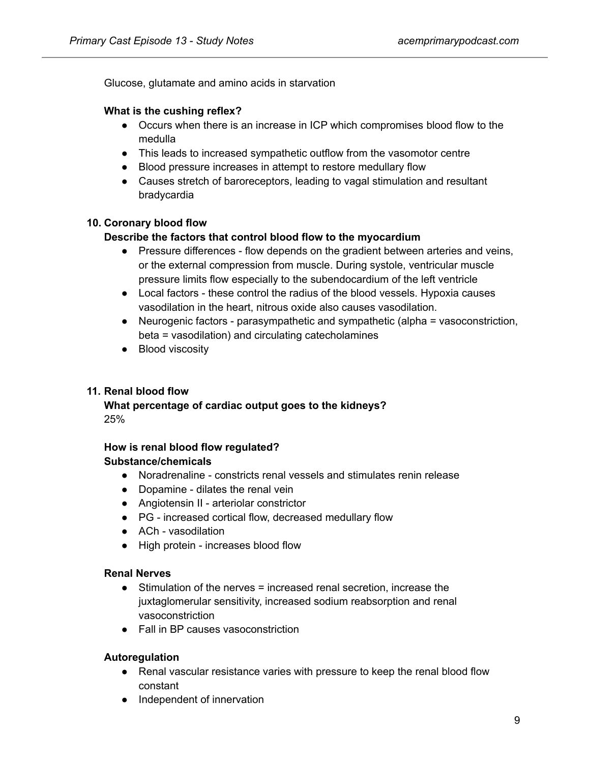Glucose, glutamate and amino acids in starvation

**What is the cushing reflex?**

- Occurs when there is an increase in ICP which compromises blood flow to the medulla
- This leads to increased sympathetic outflow from the vasomotor centre
- Blood pressure increases in attempt to restore medullary flow
- Causes stretch of baroreceptors, leading to vagal stimulation and resultant bradycardia

**10. Coronary blood flow**

**Describe the factors that control blood flow to the myocardium**

- Pressure differences - flow depends on the gradient between arteries and veins, or the external compression from muscle. During systole, ventricular muscle pressure limits flow especially to the subendocardium of the left ventricle
- Local factors - these control the radius of the blood vessels. Hypoxia causes vasodilation in the heart, nitrous oxide also causes vasodilation.
- Neurogenic factors - parasympathetic and sympathetic (alpha = vasoconstriction, beta = vasodilation) and circulating catecholamines
- Blood viscosity

**11. Renal blood flow**

**What percentage of cardiac output goes to the kidneys?**

25%

**How is renal blood flow regulated?**

**Substance/chemicals**

- Noradrenaline - constricts renal vessels and stimulates renin release
- Dopamine - dilates the renal vein
- Angiotensin II - arteriolar constrictor
- PG - increased cortical flow, decreased medullary flow
- ACh - vasodilation
- High protein - increases blood flow

**Renal Nerves**

- Stimulation of the nerves = increased renal secretion, increase the juxtaglomerular sensitivity, increased sodium reabsorption and renal vasoconstriction
- Fall in BP causes vasoconstriction

**Autoregulation**

- Renal vascular resistance varies with pressure to keep the renal blood flow constant
- Independent of innervation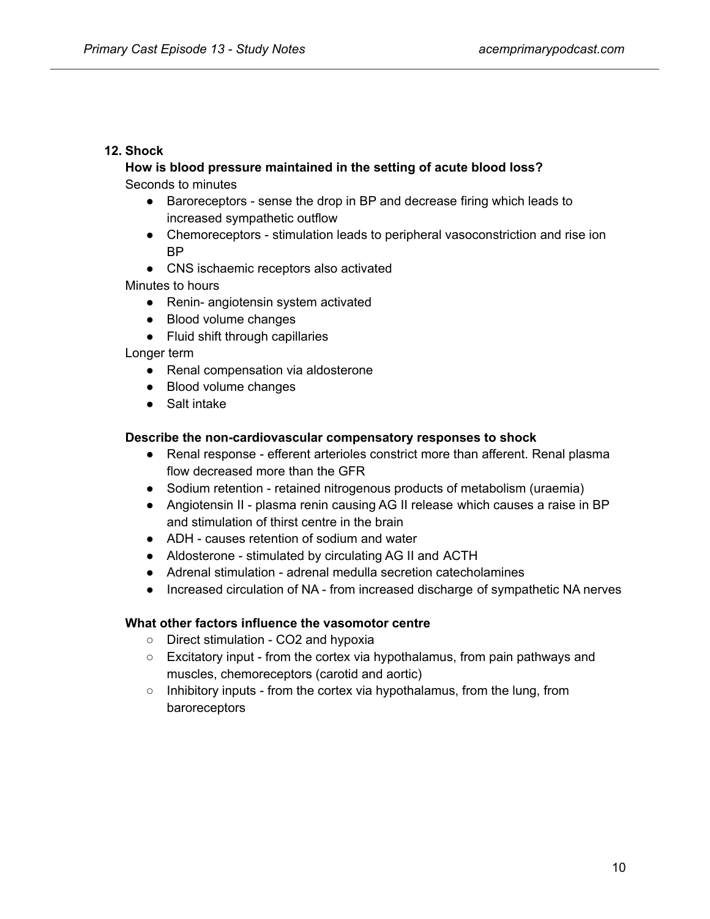**12. Shock**

**How is blood pressure maintained in the setting of acute blood loss?**

Seconds to minutes

- Baroreceptors - sense the drop in BP and decrease firing which leads to increased sympathetic outflow
- Chemoreceptors - stimulation leads to peripheral vasoconstriction and rise ion BP
- CNS ischaemic receptors also activated

Minutes to hours

- Renin- angiotensin system activated
- Blood volume changes
- Fluid shift through capillaries

Longer term

- Renal compensation via aldosterone
- Blood volume changes
- Salt intake

**Describe the non-cardiovascular compensatory responses to shock**

- Renal response - efferent arterioles constrict more than afferent. Renal plasma flow decreased more than the GFR
- Sodium retention - retained nitrogenous products of metabolism (uraemia)
- Angiotensin II - plasma renin causing AG II release which causes a raise in BP and stimulation of thirst centre in the brain
- ADH - causes retention of sodium and water
- Aldosterone - stimulated by circulating AG II and ACTH
- Adrenal stimulation - adrenal medulla secretion catecholamines
- Increased circulation of NA - from increased discharge of sympathetic NA nerves

**What other factors influence the vasomotor centre**

- Direct stimulation - $CO_2$ and hypoxia
- Excitatory input - from the cortex via hypothalamus, from pain pathways and muscles, chemoreceptors (carotid and aortic)
- Inhibitory inputs - from the cortex via hypothalamus, from the lung, from baroreceptors